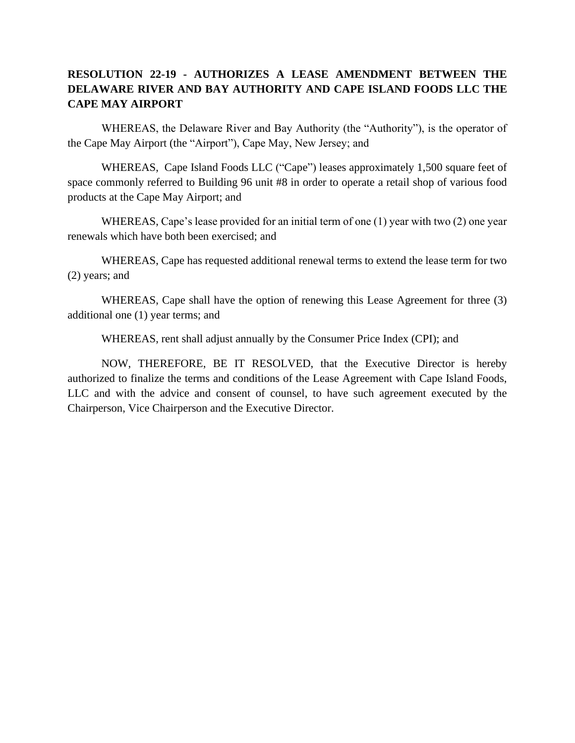**RESOLUTION 22-19 - AUTHORIZES A LEASE AMENDMENT BETWEEN THE DELAWARE RIVER AND BAY AUTHORITY AND CAPE ISLAND FOODS LLC THE CAPE MAY AIRPORT**

WHEREAS, the Delaware River and Bay Authority (the "Authority"), is the operator of the Cape May Airport (the "Airport"), Cape May, New Jersey; and

WHEREAS, Cape Island Foods LLC ("Cape") leases approximately 1,500 square feet of space commonly referred to Building 96 unit #8 in order to operate a retail shop of various food products at the Cape May Airport; and

WHEREAS, Cape's lease provided for an initial term of one (1) year with two (2) one year renewals which have both been exercised; and

WHEREAS, Cape has requested additional renewal terms to extend the lease term for two (2) years; and

WHEREAS, Cape shall have the option of renewing this Lease Agreement for three (3) additional one (1) year terms; and

WHEREAS, rent shall adjust annually by the Consumer Price Index (CPI); and

NOW, THEREFORE, BE IT RESOLVED, that the Executive Director is hereby authorized to finalize the terms and conditions of the Lease Agreement with Cape Island Foods, LLC and with the advice and consent of counsel, to have such agreement executed by the Chairperson, Vice Chairperson and the Executive Director.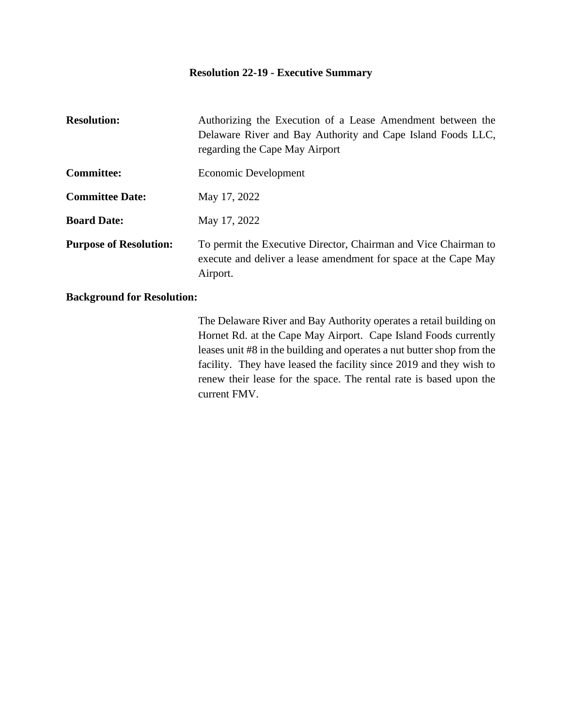# Resolution 22-19 - Executive Summary

| | |
|---|---|
| **Resolution:** | Authorizing the Execution of a Lease Amendment between the Delaware River and Bay Authority and Cape Island Foods LLC, regarding the Cape May Airport |
| **Committee:** | Economic Development |
| **Committee Date:** | May 17, 2022 |
| **Board Date:** | May 17, 2022 |
| **Purpose of Resolution:** | To permit the Executive Director, Chairman and Vice Chairman to execute and deliver a lease amendment for space at the Cape May Airport. |

**Background for Resolution:**

The Delaware River and Bay Authority operates a retail building on Hornet Rd. at the Cape May Airport. Cape Island Foods currently leases unit #8 in the building and operates a nut butter shop from the facility. They have leased the facility since 2019 and they wish to renew their lease for the space. The rental rate is based upon the current FMV.